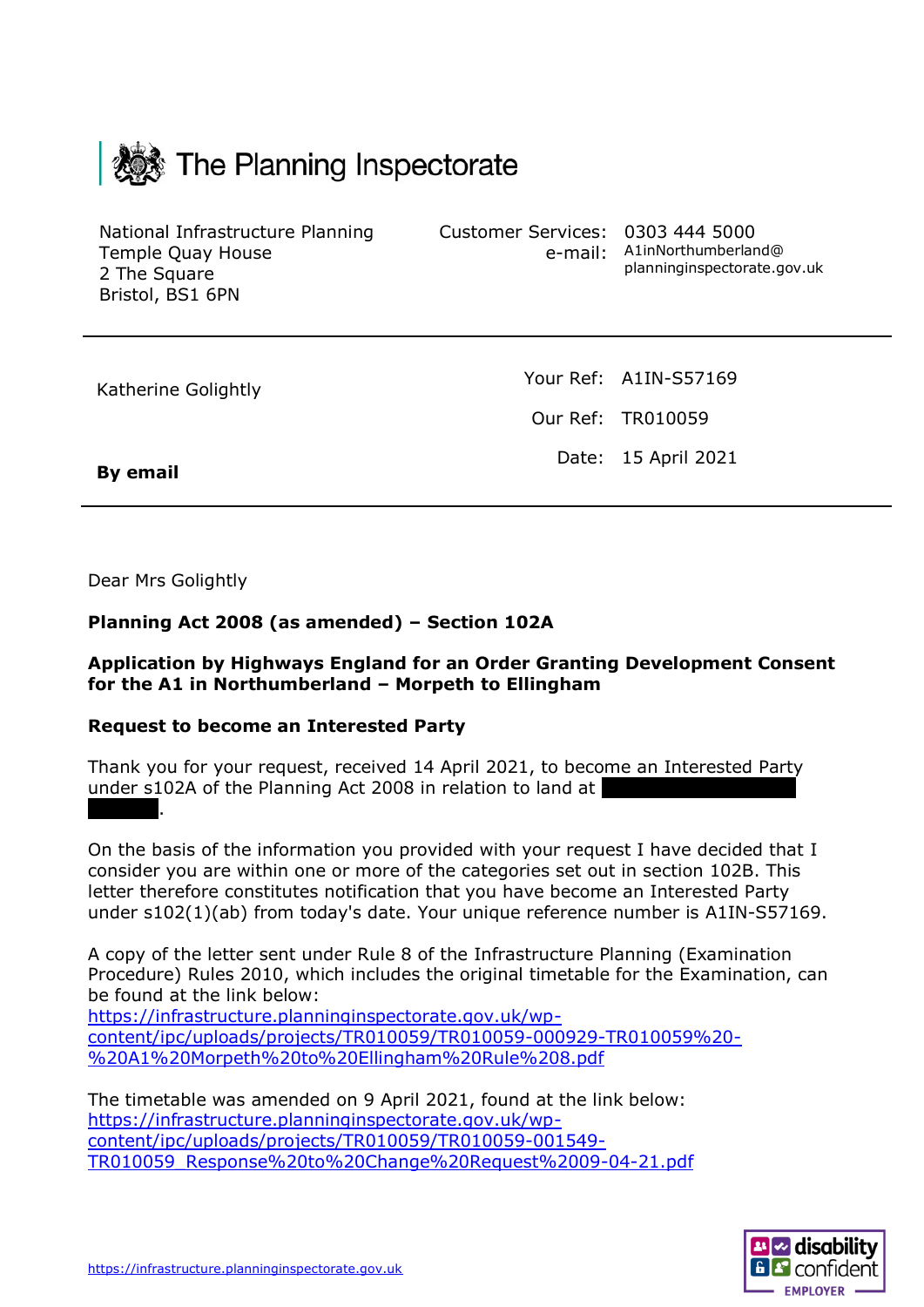The Planning Inspectorate

National Infrastructure Planning
Temple Quay House
2 The Square
Bristol, BS1 6PN

Customer Services: 0303 444 5000
e-mail: A1inNorthumberland@planninginspectorate.gov.uk

Katherine Golightly

**By email**

Your Ref: A1IN-S57169

Our Ref: TR010059

Date: 15 April 2021

Dear Mrs Golightly

**Planning Act 2008 (as amended) – Section 102A**

**Application by Highways England for an Order Granting Development Consent for the A1 in Northumberland – Morpeth to Ellingham**

**Request to become an Interested Party**

Thank you for your request, received 14 April 2021, to become an Interested Party under s102A of the Planning Act 2008 in relation to land at ████████████ ████.

On the basis of the information you provided with your request I have decided that I consider you are within one or more of the categories set out in section 102B. This letter therefore constitutes notification that you have become an Interested Party under s102(1)(ab) from today's date. Your unique reference number is A1IN-S57169.

A copy of the letter sent under Rule 8 of the Infrastructure Planning (Examination Procedure) Rules 2010, which includes the original timetable for the Examination, can be found at the link below:
https://infrastructure.planninginspectorate.gov.uk/wp-content/ipc/uploads/projects/TR010059/TR010059-000929-TR010059%20-%20A1%20Morpeth%20to%20Ellingham%20Rule%208.pdf

The timetable was amended on 9 April 2021, found at the link below:
https://infrastructure.planninginspectorate.gov.uk/wp-content/ipc/uploads/projects/TR010059/TR010059-001549-TR010059_Response%20to%20Change%20Request%2009-04-21.pdf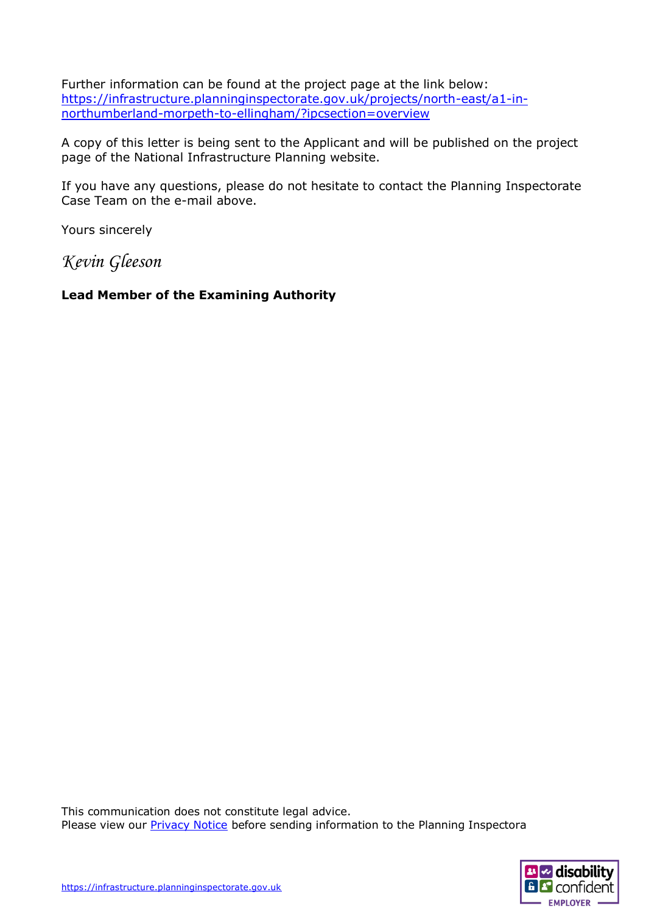Further information can be found at the project page at the link below:
[https://infrastructure.planninginspectorate.gov.uk/projects/north-east/a1-in-northumberland-morpeth-to-ellingham/?ipcsection=overview](https://infrastructure.planninginspectorate.gov.uk/projects/north-east/a1-in-northumberland-morpeth-to-ellingham/?ipcsection=overview)

A copy of this letter is being sent to the Applicant and will be published on the project page of the National Infrastructure Planning website.

If you have any questions, please do not hesitate to contact the Planning Inspectorate Case Team on the e-mail above.

Yours sincerely

*Kevin Gleeson*

**Lead Member of the Examining Authority**

This communication does not constitute legal advice.
Please view our Privacy Notice before sending information to the Planning Inspectora